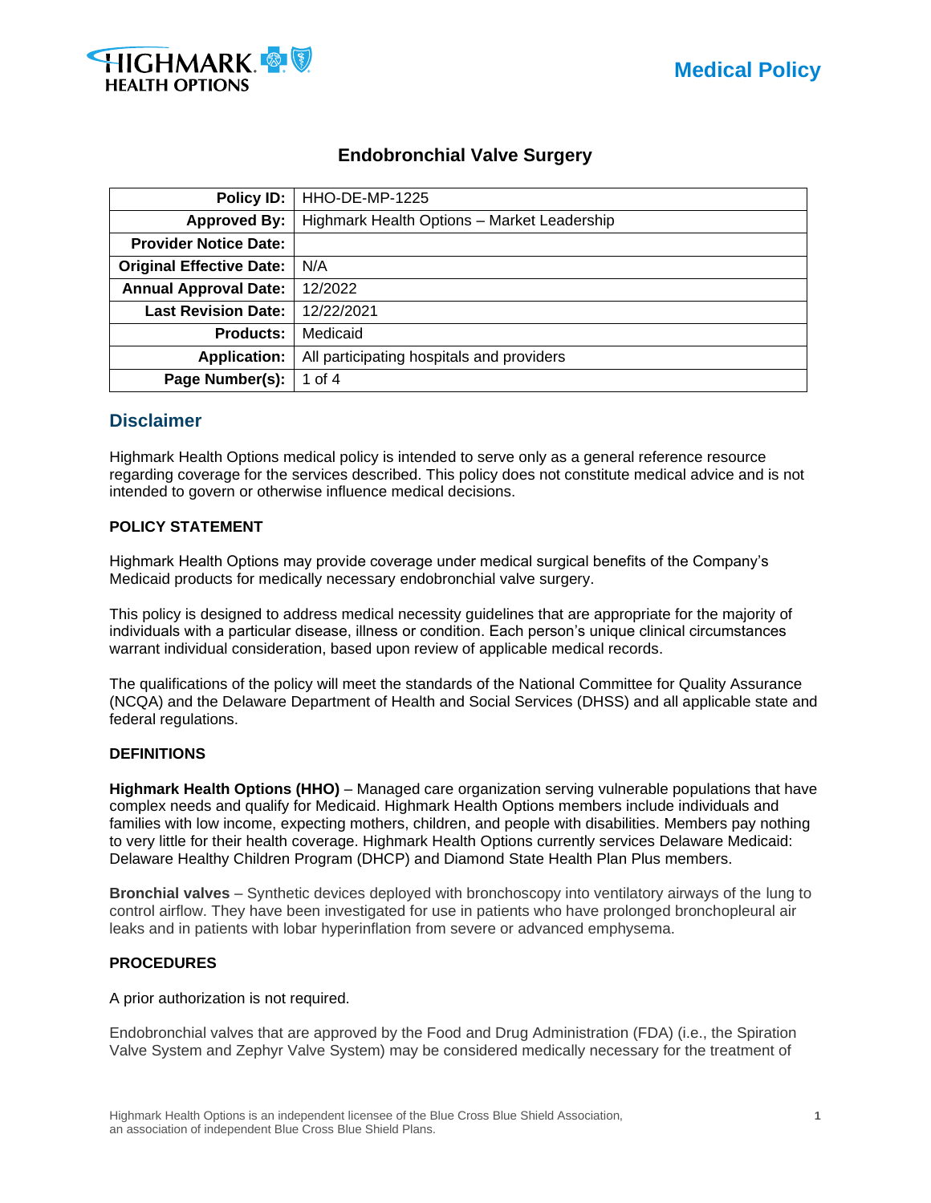Medical Policy

# Endobronchial Valve Surgery

| Policy ID: | HHO-DE-MP-1225 |
|---|---|
| Approved By: | Highmark Health Options – Market Leadership |
| Provider Notice Date: | |
| Original Effective Date: | N/A |
| Annual Approval Date: | 12/2022 |
| Last Revision Date: | 12/22/2021 |
| Products: | Medicaid |
| Application: | All participating hospitals and providers |
| Page Number(s): | 1 of 4 |

## Disclaimer

Highmark Health Options medical policy is intended to serve only as a general reference resource regarding coverage for the services described. This policy does not constitute medical advice and is not intended to govern or otherwise influence medical decisions.

### POLICY STATEMENT

Highmark Health Options may provide coverage under medical surgical benefits of the Company's Medicaid products for medically necessary endobronchial valve surgery.

This policy is designed to address medical necessity guidelines that are appropriate for the majority of individuals with a particular disease, illness or condition. Each person's unique clinical circumstances warrant individual consideration, based upon review of applicable medical records.

The qualifications of the policy will meet the standards of the National Committee for Quality Assurance (NCQA) and the Delaware Department of Health and Social Services (DHSS) and all applicable state and federal regulations.

### DEFINITIONS

**Highmark Health Options (HHO)** – Managed care organization serving vulnerable populations that have complex needs and qualify for Medicaid. Highmark Health Options members include individuals and families with low income, expecting mothers, children, and people with disabilities. Members pay nothing to very little for their health coverage. Highmark Health Options currently services Delaware Medicaid: Delaware Healthy Children Program (DHCP) and Diamond State Health Plan Plus members.

**Bronchial valves** – Synthetic devices deployed with bronchoscopy into ventilatory airways of the lung to control airflow. They have been investigated for use in patients who have prolonged bronchopleural air leaks and in patients with lobar hyperinflation from severe or advanced emphysema.

### PROCEDURES

A prior authorization is not required.

Endobronchial valves that are approved by the Food and Drug Administration (FDA) (i.e., the Spiration Valve System and Zephyr Valve System) may be considered medically necessary for the treatment of

Highmark Health Options is an independent licensee of the Blue Cross Blue Shield Association, an association of independent Blue Cross Blue Shield Plans.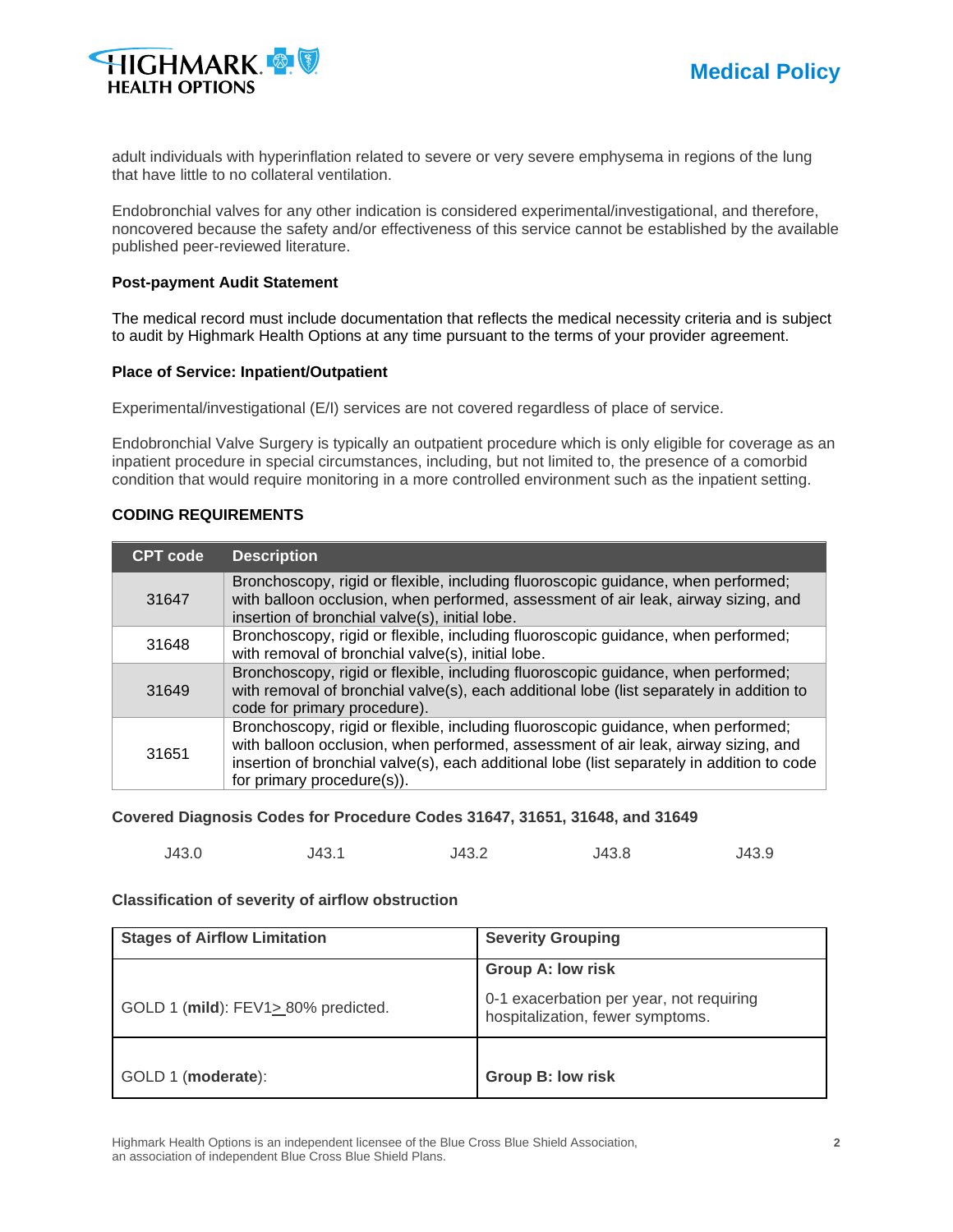adult individuals with hyperinflation related to severe or very severe emphysema in regions of the lung that have little to no collateral ventilation.

Endobronchial valves for any other indication is considered experimental/investigational, and therefore, noncovered because the safety and/or effectiveness of this service cannot be established by the available published peer-reviewed literature.

**Post-payment Audit Statement**

The medical record must include documentation that reflects the medical necessity criteria and is subject to audit by Highmark Health Options at any time pursuant to the terms of your provider agreement.

**Place of Service: Inpatient/Outpatient**

Experimental/investigational (E/I) services are not covered regardless of place of service.

Endobronchial Valve Surgery is typically an outpatient procedure which is only eligible for coverage as an inpatient procedure in special circumstances, including, but not limited to, the presence of a comorbid condition that would require monitoring in a more controlled environment such as the inpatient setting.

**CODING REQUIREMENTS**

| CPT code | Description |
|---|---|
| 31647 | Bronchoscopy, rigid or flexible, including fluoroscopic guidance, when performed; with balloon occlusion, when performed, assessment of air leak, airway sizing, and insertion of bronchial valve(s), initial lobe. |
| 31648 | Bronchoscopy, rigid or flexible, including fluoroscopic guidance, when performed; with removal of bronchial valve(s), initial lobe. |
| 31649 | Bronchoscopy, rigid or flexible, including fluoroscopic guidance, when performed; with removal of bronchial valve(s), each additional lobe (list separately in addition to code for primary procedure). |
| 31651 | Bronchoscopy, rigid or flexible, including fluoroscopic guidance, when performed; with balloon occlusion, when performed, assessment of air leak, airway sizing, and insertion of bronchial valve(s), each additional lobe (list separately in addition to code for primary procedure(s)). |

**Covered Diagnosis Codes for Procedure Codes 31647, 31651, 31648, and 31649**

| J43.0 | J43.1 | J43.2 | J43.8 | J43.9 |
|---|---|---|---|---|

**Classification of severity of airflow obstruction**

| Stages of Airflow Limitation | Severity Grouping |
|---|---|
| GOLD 1 (**mild**): FEV1≥ 80% predicted. | **Group A: low risk**<br>0-1 exacerbation per year, not requiring hospitalization, fewer symptoms. |
| GOLD 1 (**moderate**): | **Group B: low risk** |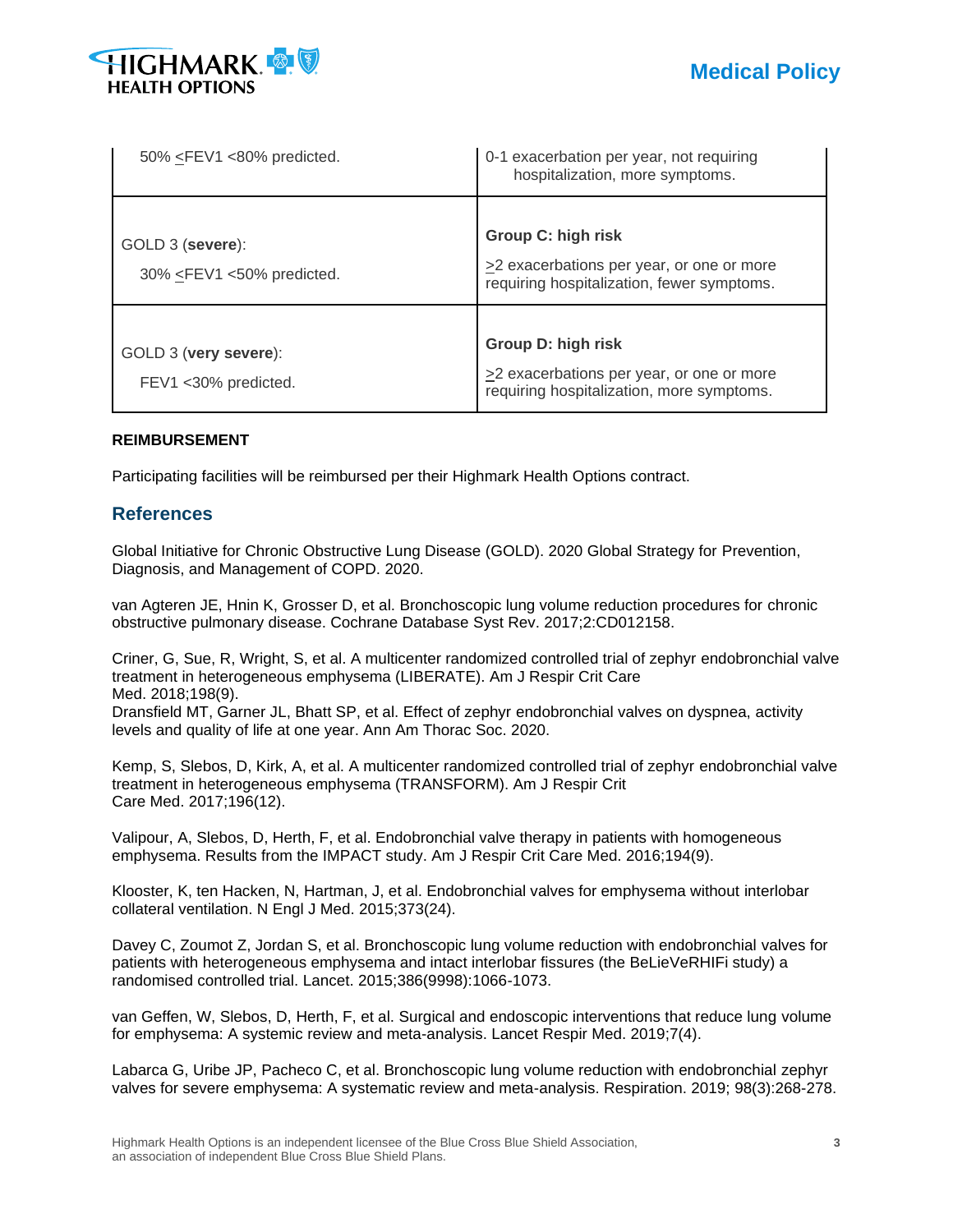| | |
|---|---|
| 50% <u><</u>FEV1 <80% predicted. | 0-1 exacerbation per year, not requiring hospitalization, more symptoms. |
| GOLD 3 (**severe**): 30% <u><</u>FEV1 <50% predicted. | **Group C: high risk** <u>></u>2 exacerbations per year, or one or more requiring hospitalization, fewer symptoms. |
| GOLD 3 (**very severe**): FEV1 <30% predicted. | **Group D: high risk** <u>></u>2 exacerbations per year, or one or more requiring hospitalization, more symptoms. |

**REIMBURSEMENT**

Participating facilities will be reimbursed per their Highmark Health Options contract.

## References

Global Initiative for Chronic Obstructive Lung Disease (GOLD). 2020 Global Strategy for Prevention, Diagnosis, and Management of COPD. 2020.

van Agteren JE, Hnin K, Grosser D, et al. Bronchoscopic lung volume reduction procedures for chronic obstructive pulmonary disease. Cochrane Database Syst Rev. 2017;2:CD012158.

Criner, G, Sue, R, Wright, S, et al. A multicenter randomized controlled trial of zephyr endobronchial valve treatment in heterogeneous emphysema (LIBERATE). Am J Respir Crit Care Med. 2018;198(9).
Dransfield MT, Garner JL, Bhatt SP, et al. Effect of zephyr endobronchial valves on dyspnea, activity levels and quality of life at one year. Ann Am Thorac Soc. 2020.

Kemp, S, Slebos, D, Kirk, A, et al. A multicenter randomized controlled trial of zephyr endobronchial valve treatment in heterogeneous emphysema (TRANSFORM). Am J Respir Crit Care Med. 2017;196(12).

Valipour, A, Slebos, D, Herth, F, et al. Endobronchial valve therapy in patients with homogeneous emphysema. Results from the IMPACT study. Am J Respir Crit Care Med. 2016;194(9).

Klooster, K, ten Hacken, N, Hartman, J, et al. Endobronchial valves for emphysema without interlobar collateral ventilation. N Engl J Med. 2015;373(24).

Davey C, Zoumot Z, Jordan S, et al. Bronchoscopic lung volume reduction with endobronchial valves for patients with heterogeneous emphysema and intact interlobar fissures (the BeLieVeRHIFi study) a randomised controlled trial. Lancet. 2015;386(9998):1066-1073.

van Geffen, W, Slebos, D, Herth, F, et al. Surgical and endoscopic interventions that reduce lung volume for emphysema: A systemic review and meta-analysis. Lancet Respir Med. 2019;7(4).

Labarca G, Uribe JP, Pacheco C, et al. Bronchoscopic lung volume reduction with endobronchial zephyr valves for severe emphysema: A systematic review and meta-analysis. Respiration. 2019; 98(3):268-278.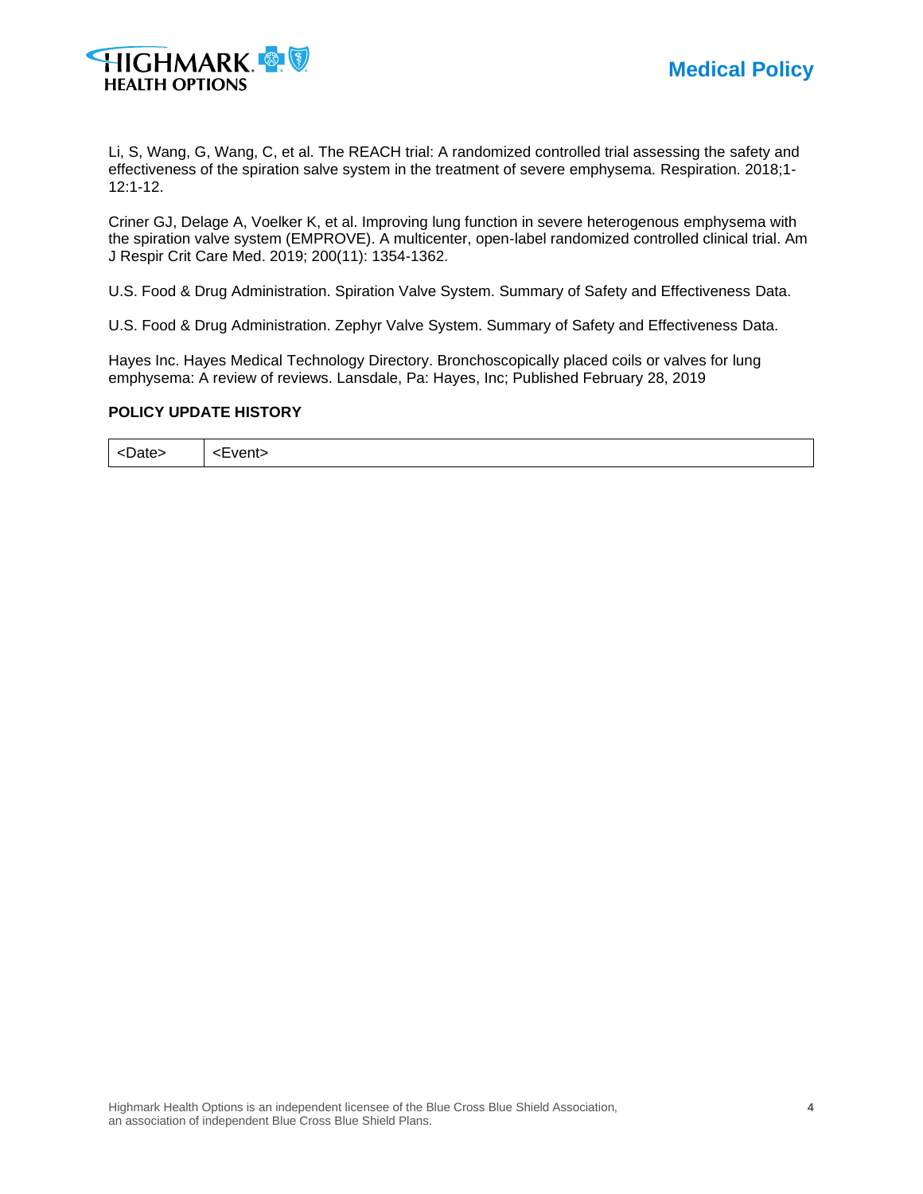Li, S, Wang, G, Wang, C, et al. The REACH trial: A randomized controlled trial assessing the safety and effectiveness of the spiration salve system in the treatment of severe emphysema. Respiration. 2018;1-12:1-12.

Criner GJ, Delage A, Voelker K, et al. Improving lung function in severe heterogenous emphysema with the spiration valve system (EMPROVE). A multicenter, open-label randomized controlled clinical trial. Am J Respir Crit Care Med. 2019; 200(11): 1354-1362.

U.S. Food & Drug Administration. Spiration Valve System. Summary of Safety and Effectiveness Data.

U.S. Food & Drug Administration. Zephyr Valve System. Summary of Safety and Effectiveness Data.

Hayes Inc. Hayes Medical Technology Directory. Bronchoscopically placed coils or valves for lung emphysema: A review of reviews. Lansdale, Pa: Hayes, Inc; Published February 28, 2019

**POLICY UPDATE HISTORY**

| | |
|---|---|
| <Date> | <Event> |

Highmark Health Options is an independent licensee of the Blue Cross Blue Shield Association, an association of independent Blue Cross Blue Shield Plans.